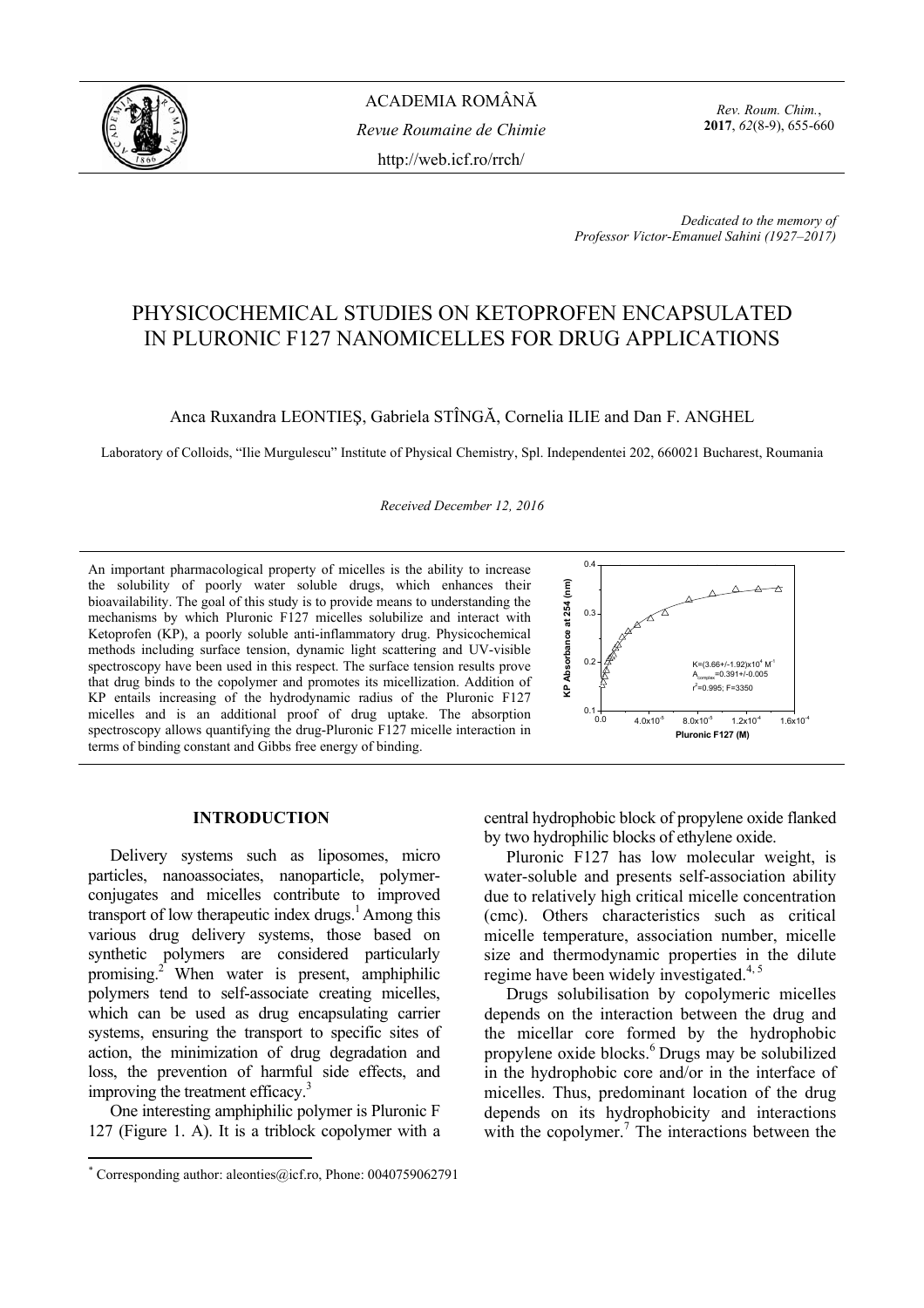ACADEMIA ROMÂNĂ

*Revue Roumaine de Chimie*

http://web.icf.ro/rrch/

*Dedicated to the memory of Professor Victor-Emanuel Sahini (1927–2017)*

# PHYSICOCHEMICAL STUDIES ON KETOPROFEN ENCAPSULATED IN PLURONIC F127 NANOMICELLES FOR DRUG APPLICATIONS

Anca Ruxandra LEONTIEŞ, Gabriela STÎNGĂ, Cornelia ILIE and Dan F. ANGHEL

Laboratory of Colloids, "Ilie Murgulescu" Institute of Physical Chemistry, Spl. Independentei 202, 660021 Bucharest, Roumania

*Received December 12, 2016*

An important pharmacological property of micelles is the ability to increase the solubility of poorly water soluble drugs, which enhances their bioavailability. The goal of this study is to provide means to understanding the mechanisms by which Pluronic F127 micelles solubilize and interact with Ketoprofen (KP), a poorly soluble anti-inflammatory drug. Physicochemical methods including surface tension, dynamic light scattering and UV-visible spectroscopy have been used in this respect. The surface tension results prove that drug binds to the copolymer and promotes its micellization. Addition of KP entails increasing of the hydrodynamic radius of the Pluronic F127 micelles and is an additional proof of drug uptake. The absorption spectroscopy allows quantifying the drug-Pluronic F127 micelle interaction in terms of binding constant and Gibbs free energy of binding.

## INTRODUCTION

Delivery systems such as liposomes, micro particles, nanoassociates, nanoparticle, polymer-conjugates and micelles contribute to improved transport of low therapeutic index drugs.[1] Among this various drug delivery systems, those based on synthetic polymers are considered particularly promising.[2] When water is present, amphiphilic polymers tend to self-associate creating micelles, which can be used as drug encapsulating carrier systems, ensuring the transport to specific sites of action, the minimization of drug degradation and loss, the prevention of harmful side effects, and improving the treatment efficacy.[3]

One interesting amphiphilic polymer is Pluronic F 127 (Figure 1. A). It is a triblock copolymer with a central hydrophobic block of propylene oxide flanked by two hydrophilic blocks of ethylene oxide.

Pluronic F127 has low molecular weight, is water-soluble and presents self-association ability due to relatively high critical micelle concentration (cmc). Others characteristics such as critical micelle temperature, association number, micelle size and thermodynamic properties in the dilute regime have been widely investigated.[4, 5]

Drugs solubilisation by copolymeric micelles depends on the interaction between the drug and the micellar core formed by the hydrophobic propylene oxide blocks.[6] Drugs may be solubilized in the hydrophobic core and/or in the interface of micelles. Thus, predominant location of the drug depends on its hydrophobicity and interactions with the copolymer.[7] The interactions between the

---

[*] Corresponding author: aleonties@icf.ro, Phone: 0040759062791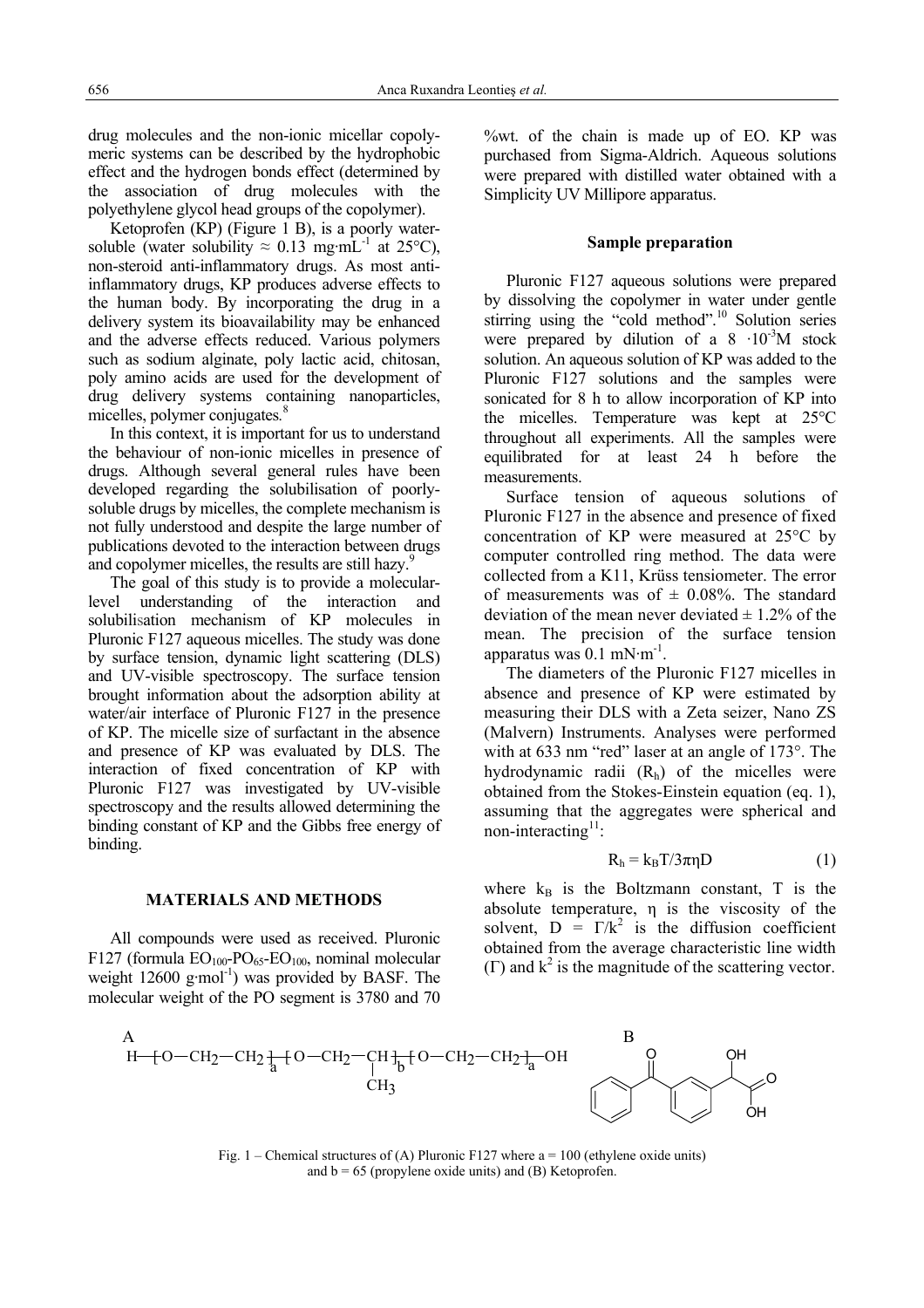drug molecules and the non-ionic micellar copolymeric systems can be described by the hydrophobic effect and the hydrogen bonds effect (determined by the association of drug molecules with the polyethylene glycol head groups of the copolymer).

Ketoprofen (KP) (Figure 1 B), is a poorly water-soluble (water solubility ≈ 0.13 $mg \cdot mL^{-1}$ at 25°C), non-steroid anti-inflammatory drugs. As most anti-inflammatory drugs, KP produces adverse effects to the human body. By incorporating the drug in a delivery system its bioavailability may be enhanced and the adverse effects reduced. Various polymers such as sodium alginate, poly lactic acid, chitosan, poly amino acids are used for the development of drug delivery systems containing nanoparticles, micelles, polymer conjugates.[8]

In this context, it is important for us to understand the behaviour of non-ionic micelles in presence of drugs. Although several general rules have been developed regarding the solubilisation of poorly-soluble drugs by micelles, the complete mechanism is not fully understood and despite the large number of publications devoted to the interaction between drugs and copolymer micelles, the results are still hazy.[9]

The goal of this study is to provide a molecular-level understanding of the interaction and solubilisation mechanism of KP molecules in Pluronic F127 aqueous micelles. The study was done by surface tension, dynamic light scattering (DLS) and UV-visible spectroscopy. The surface tension brought information about the adsorption ability at water/air interface of Pluronic F127 in the presence of KP. The micelle size of surfactant in the absence and presence of KP was evaluated by DLS. The interaction of fixed concentration of KP with Pluronic F127 was investigated by UV-visible spectroscopy and the results allowed determining the binding constant of KP and the Gibbs free energy of binding.

## MATERIALS AND METHODS

All compounds were used as received. Pluronic F127 (formula $EO_{100}$-$PO_{65}$-$EO_{100}$, nominal molecular weight 12600 $g \cdot mol^{-1}$) was provided by BASF. The molecular weight of the PO segment is 3780 and 70 %wt. of the chain is made up of EO. KP was purchased from Sigma-Aldrich. Aqueous solutions were prepared with distilled water obtained with a Simplicity UV Millipore apparatus.

### Sample preparation

Pluronic F127 aqueous solutions were prepared by dissolving the copolymer in water under gentle stirring using the "cold method".[10] Solution series were prepared by dilution of a 8 $\cdot 10^{-3}$M stock solution. An aqueous solution of KP was added to the Pluronic F127 solutions and the samples were sonicated for 8 h to allow incorporation of KP into the micelles. Temperature was kept at 25°C throughout all experiments. All the samples were equilibrated for at least 24 h before the measurements.

Surface tension of aqueous solutions of Pluronic F127 in the absence and presence of fixed concentration of KP were measured at 25°C by computer controlled ring method. The data were collected from a K11, Krüss tensiometer. The error of measurements was of ± 0.08%. The standard deviation of the mean never deviated ± 1.2% of the mean. The precision of the surface tension apparatus was 0.1 $mN \cdot m^{-1}$.

The diameters of the Pluronic F127 micelles in absence and presence of KP were estimated by measuring their DLS with a Zeta seizer, Nano ZS (Malvern) Instruments. Analyses were performed with at 633 nm "red" laser at an angle of 173°. The hydrodynamic radii ($R_h$) of the micelles were obtained from the Stokes-Einstein equation (eq. 1), assuming that the aggregates were spherical and non-interacting[11]:

$$R_h = k_B T / 3\pi\eta D \tag{1}$$

where $k_B$ is the Boltzmann constant, T is the absolute temperature, $\eta$ is the viscosity of the solvent, $D = \Gamma/k^2$ is the diffusion coefficient obtained from the average characteristic line width ($\Gamma$) and $k^2$ is the magnitude of the scattering vector.

A

$$H\text{—}[O\text{—}CH_2\text{—}CH_2]_a\text{—}[O\text{—}CH_2\text{—}CH(CH_3)]_b\text{—}[O\text{—}CH_2\text{—}CH_2]_a\text{—}OH$$

B

Fig. 1 – Chemical structures of (A) Pluronic F127 where a = 100 (ethylene oxide units) and b = 65 (propylene oxide units) and (B) Ketoprofen.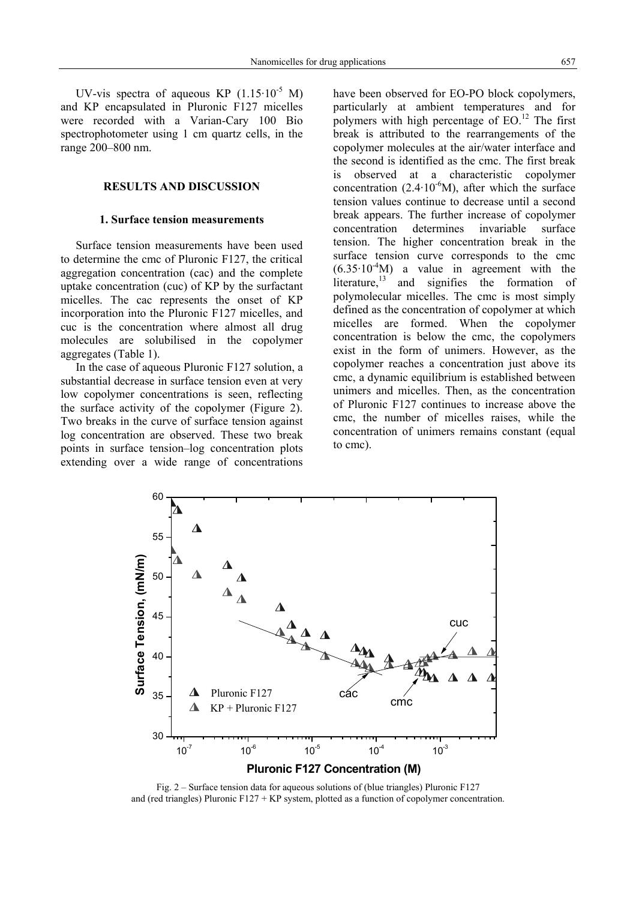UV-vis spectra of aqueous KP ($1.15 \cdot 10^{-5}$ M) and KP encapsulated in Pluronic F127 micelles were recorded with a Varian-Cary 100 Bio spectrophotometer using 1 cm quartz cells, in the range 200–800 nm.

## RESULTS AND DISCUSSION

### 1. Surface tension measurements

Surface tension measurements have been used to determine the cmc of Pluronic F127, the critical aggregation concentration (cac) and the complete uptake concentration (cuc) of KP by the surfactant micelles. The cac represents the onset of KP incorporation into the Pluronic F127 micelles, and cuc is the concentration where almost all drug molecules are solubilised in the copolymer aggregates (Table 1).

In the case of aqueous Pluronic F127 solution, a substantial decrease in surface tension even at very low copolymer concentrations is seen, reflecting the surface activity of the copolymer (Figure 2). Two breaks in the curve of surface tension against log concentration are observed. These two break points in surface tension–log concentration plots extending over a wide range of concentrations have been observed for EO-PO block copolymers, particularly at ambient temperatures and for polymers with high percentage of EO.[12] The first break is attributed to the rearrangements of the copolymer molecules at the air/water interface and the second is identified as the cmc. The first break is observed at a characteristic copolymer concentration ($2.4 \cdot 10^{-6}$M), after which the surface tension values continue to decrease until a second break appears. The further increase of copolymer concentration determines invariable surface tension. The higher concentration break in the surface tension curve corresponds to the cmc ($6.35 \cdot 10^{-4}$M) a value in agreement with the literature,[13] and signifies the formation of polymolecular micelles. The cmc is most simply defined as the concentration of copolymer at which micelles are formed. When the copolymer concentration is below the cmc, the copolymers exist in the form of unimers. However, as the copolymer reaches a concentration just above its cmc, a dynamic equilibrium is established between unimers and micelles. Then, as the concentration of Pluronic F127 continues to increase above the cmc, the number of micelles raises, while the concentration of unimers remains constant (equal to cmc).

Fig. 2 – Surface tension data for aqueous solutions of (blue triangles) Pluronic F127 and (red triangles) Pluronic F127 + KP system, plotted as a function of copolymer concentration.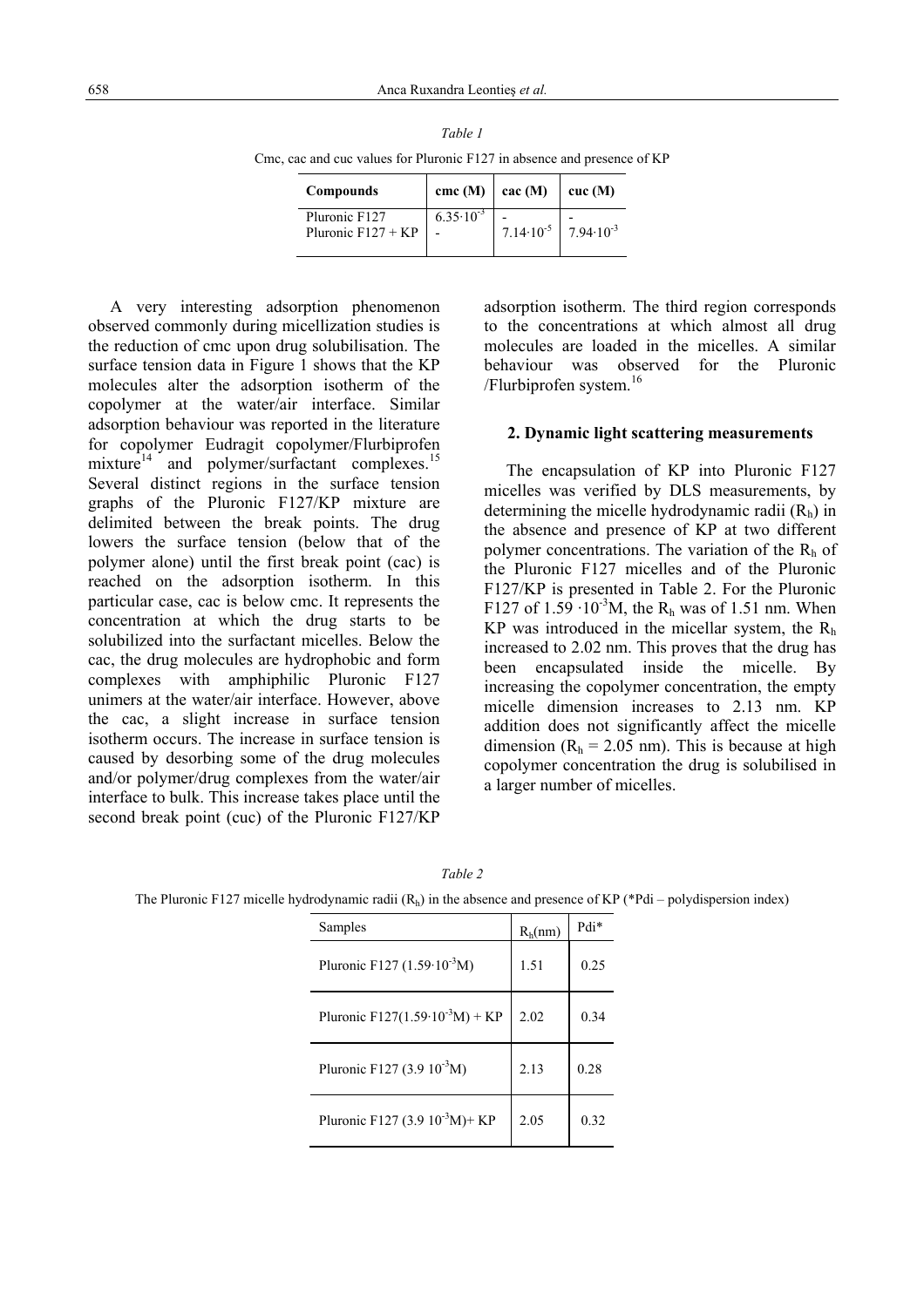*Table 1*

Cmc, cac and cuc values for Pluronic F127 in absence and presence of KP

| Compounds | cmc (M) | cac (M) | cuc (M) |
|---|---|---|---|
| Pluronic F127 | $6.35 \cdot 10^{-3}$ | - | - |
| Pluronic F127 + KP | - | $7.14 \cdot 10^{-5}$ | $7.94 \cdot 10^{-3}$ |

A very interesting adsorption phenomenon observed commonly during micellization studies is the reduction of cmc upon drug solubilisation. The surface tension data in Figure 1 shows that the KP molecules alter the adsorption isotherm of the copolymer at the water/air interface. Similar adsorption behaviour was reported in the literature for copolymer Eudragit copolymer/Flurbiprofen mixture[14] and polymer/surfactant complexes.[15] Several distinct regions in the surface tension graphs of the Pluronic F127/KP mixture are delimited between the break points. The drug lowers the surface tension (below that of the polymer alone) until the first break point (cac) is reached on the adsorption isotherm. In this particular case, cac is below cmc. It represents the concentration at which the drug starts to be solubilized into the surfactant micelles. Below the cac, the drug molecules are hydrophobic and form complexes with amphiphilic Pluronic F127 unimers at the water/air interface. However, above the cac, a slight increase in surface tension isotherm occurs. The increase in surface tension is caused by desorbing some of the drug molecules and/or polymer/drug complexes from the water/air interface to bulk. This increase takes place until the second break point (cuc) of the Pluronic F127/KP adsorption isotherm. The third region corresponds to the concentrations at which almost all drug molecules are loaded in the micelles. A similar behaviour was observed for the Pluronic /Flurbiprofen system.[16]

### 2. Dynamic light scattering measurements

The encapsulation of KP into Pluronic F127 micelles was verified by DLS measurements, by determining the micelle hydrodynamic radii ($R_h$) in the absence and presence of KP at two different polymer concentrations. The variation of the $R_h$ of the Pluronic F127 micelles and of the Pluronic F127/KP is presented in Table 2. For the Pluronic F127 of $1.59 \cdot 10^{-3}$M, the $R_h$ was of 1.51 nm. When KP was introduced in the micellar system, the $R_h$ increased to 2.02 nm. This proves that the drug has been encapsulated inside the micelle. By increasing the copolymer concentration, the empty micelle dimension increases to 2.13 nm. KP addition does not significantly affect the micelle dimension ($R_h$ = 2.05 nm). This is because at high copolymer concentration the drug is solubilised in a larger number of micelles.

*Table 2*

The Pluronic F127 micelle hydrodynamic radii ($R_h$) in the absence and presence of KP (*Pdi – polydispersion index)

| Samples | $R_h$(nm) | Pdi* |
|---|---|---|
| Pluronic F127 ($1.59 \cdot 10^{-3}$M) | 1.51 | 0.25 |
| Pluronic F127($1.59 \cdot 10^{-3}$M) + KP | 2.02 | 0.34 |
| Pluronic F127 ($3.9\ 10^{-3}$M) | 2.13 | 0.28 |
| Pluronic F127 ($3.9\ 10^{-3}$M)+ KP | 2.05 | 0.32 |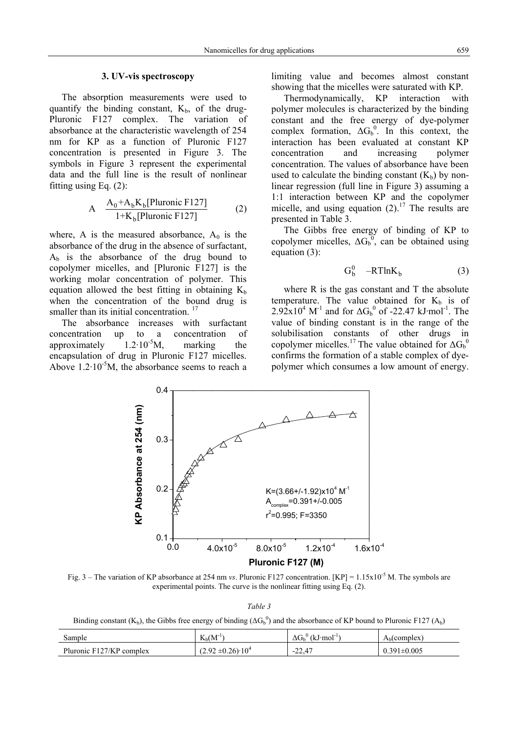### 3. UV-vis spectroscopy

The absorption measurements were used to quantify the binding constant, $K_b$, of the drug-Pluronic F127 complex. The variation of absorbance at the characteristic wavelength of 254 nm for KP as a function of Pluronic F127 concentration is presented in Figure 3. The symbols in Figure 3 represent the experimental data and the full line is the result of nonlinear fitting using Eq. (2):

$$A \quad \frac{A_0+A_bK_b[\text{Pluronic F127}]}{1+K_b[\text{Pluronic F127}]} \qquad (2)$$

where, A is the measured absorbance, $A_0$ is the absorbance of the drug in the absence of surfactant, $A_b$ is the absorbance of the drug bound to copolymer micelles, and [Pluronic F127] is the working molar concentration of polymer. This equation allowed the best fitting in obtaining $K_b$ when the concentration of the bound drug is smaller than its initial concentration. [17]

The absorbance increases with surfactant concentration up to a concentration of approximately $1.2\cdot10^{-5}$M, marking the encapsulation of drug in Pluronic F127 micelles. Above $1.2\cdot10^{-5}$M, the absorbance seems to reach a limiting value and becomes almost constant showing that the micelles were saturated with KP.

Thermodynamically, KP interaction with polymer molecules is characterized by the binding constant and the free energy of dye-polymer complex formation, $\Delta G_b^0$. In this context, the interaction has been evaluated at constant KP concentration and increasing polymer concentration. The values of absorbance have been used to calculate the binding constant ($K_b$) by non-linear regression (full line in Figure 3) assuming a 1:1 interaction between KP and the copolymer micelle, and using equation (2).[17] The results are presented in Table 3.

The Gibbs free energy of binding of KP to copolymer micelles, $\Delta G_b^0$, can be obtained using equation (3):

$$G_b^0 \quad -RT\ln K_b \qquad (3)$$

where R is the gas constant and T the absolute temperature. The value obtained for $K_b$ is of $2.92\text{x}10^4$ $M^{-1}$ and for $\Delta G_b^0$ of -22.47 kJ·mol$^{-1}$. The value of binding constant is in the range of the solubilisation constants of other drugs in copolymer micelles.[17] The value obtained for $\Delta G_b^0$ confirms the formation of a stable complex of dye-polymer which consumes a low amount of energy.

Fig. 3 – The variation of KP absorbance at 254 nm *vs*. Pluronic F127 concentration. [KP] = $1.15\text{x}10^{-5}$ M. The symbols are experimental points. The curve is the nonlinear fitting using Eq. (2).

*Table 3*

Binding constant ($K_b$), the Gibbs free energy of binding ($\Delta G_b^0$) and the absorbance of KP bound to Pluronic F127 ($A_b$)

| Sample | $K_b$($M^{-1}$) | $\Delta G_b^0$ (kJ·mol$^{-1}$) | $A_b$(complex) |
|---|---|---|---|
| Pluronic F127/KP complex | $(2.92 \pm 0.26)\cdot10^4$ | -22,47 | 0.391±0.005 |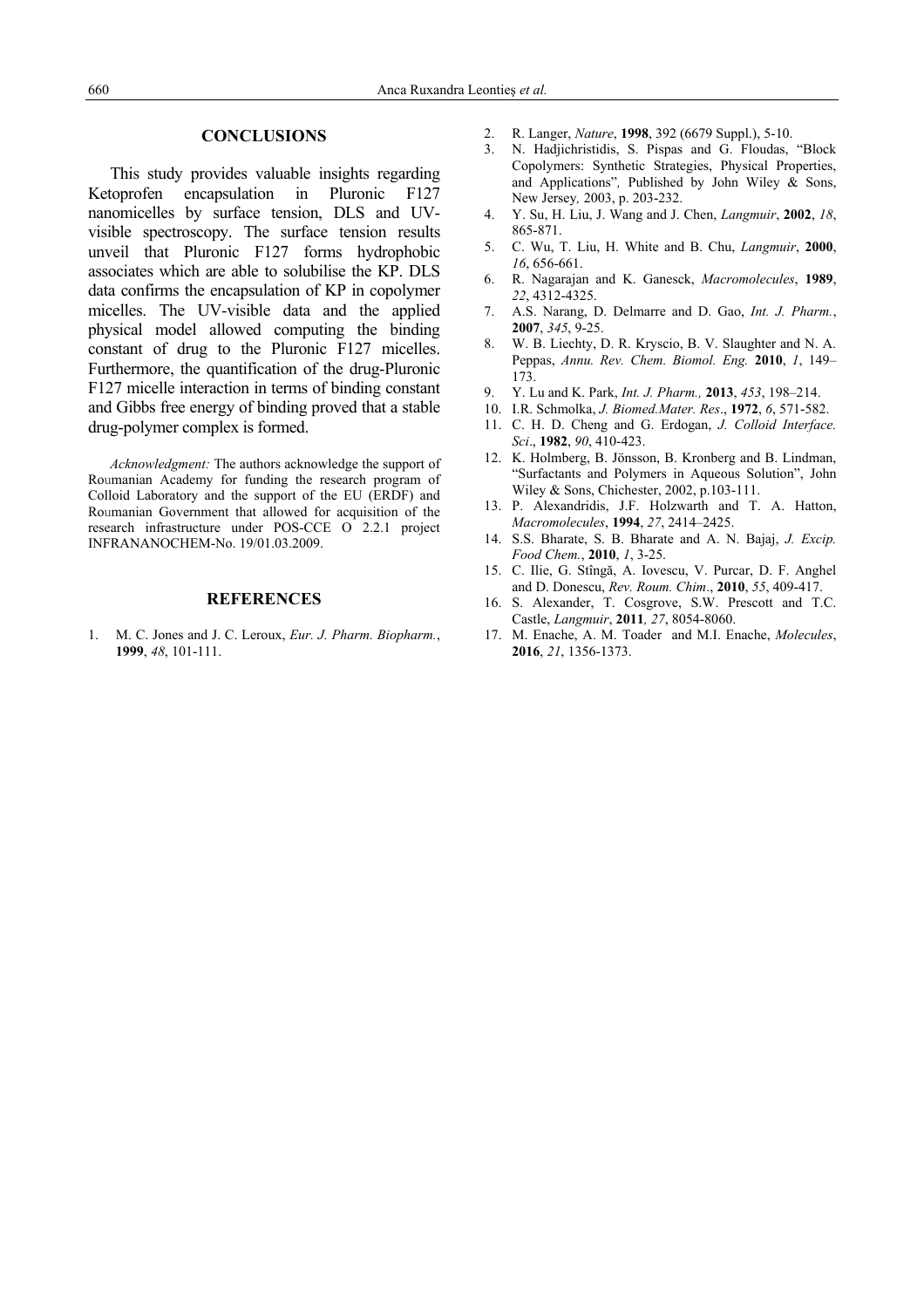## CONCLUSIONS

This study provides valuable insights regarding Ketoprofen encapsulation in Pluronic F127 nanomicelles by surface tension, DLS and UV-visible spectroscopy. The surface tension results unveil that Pluronic F127 forms hydrophobic associates which are able to solubilise the KP. DLS data confirms the encapsulation of KP in copolymer micelles. The UV-visible data and the applied physical model allowed computing the binding constant of drug to the Pluronic F127 micelles. Furthermore, the quantification of the drug-Pluronic F127 micelle interaction in terms of binding constant and Gibbs free energy of binding proved that a stable drug-polymer complex is formed.

*Acknowledgment:* The authors acknowledge the support of Roumanian Academy for funding the research program of Colloid Laboratory and the support of the EU (ERDF) and Roumanian Government that allowed for acquisition of the research infrastructure under POS-CCE O 2.2.1 project INFRANANOCHEM-No. 19/01.03.2009.

## REFERENCES

1. M. C. Jones and J. C. Leroux, *Eur. J. Pharm. Biopharm.*, **1999**, *48*, 101-111.
2. R. Langer, *Nature*, **1998**, 392 (6679 Suppl.), 5-10.
3. N. Hadjichristidis, S. Pispas and G. Floudas, "Block Copolymers: Synthetic Strategies, Physical Properties, and Applications", Published by John Wiley & Sons, New Jersey, 2003, p. 203-232.
4. Y. Su, H. Liu, J. Wang and J. Chen, *Langmuir*, **2002**, *18*, 865-871.
5. C. Wu, T. Liu, H. White and B. Chu, *Langmuir*, **2000**, *16*, 656-661.
6. R. Nagarajan and K. Ganesck, *Macromolecules*, **1989**, *22*, 4312-4325.
7. A.S. Narang, D. Delmarre and D. Gao, *Int. J. Pharm.*, **2007**, *345*, 9-25.
8. W. B. Liechty, D. R. Kryscio, B. V. Slaughter and N. A. Peppas, *Annu. Rev. Chem. Biomol. Eng.* **2010**, *1*, 149–173.
9. Y. Lu and K. Park, *Int. J. Pharm.,* **2013**, *453*, 198–214.
10. I.R. Schmolka, *J. Biomed.Mater. Res*., **1972**, *6*, 571-582.
11. C. H. D. Cheng and G. Erdogan, *J. Colloid Interface. Sci*., **1982**, *90*, 410-423.
12. K. Holmberg, B. Jönsson, B. Kronberg and B. Lindman, "Surfactants and Polymers in Aqueous Solution", John Wiley & Sons, Chichester, 2002, p.103-111.
13. P. Alexandridis, J.F. Holzwarth and T. A. Hatton, *Macromolecules*, **1994**, *27*, 2414–2425.
14. S.S. Bharate, S. B. Bharate and A. N. Bajaj, *J. Excip. Food Chem.*, **2010**, *1*, 3-25.
15. C. Ilie, G. Stîngă, A. Iovescu, V. Purcar, D. F. Anghel and D. Donescu, *Rev. Roum. Chim*., **2010**, *55*, 409-417.
16. S. Alexander, T. Cosgrove, S.W. Prescott and T.C. Castle, *Langmuir*, **2011**, *27*, 8054-8060.
17. M. Enache, A. M. Toader and M.I. Enache, *Molecules*, **2016**, *21*, 1356-1373.